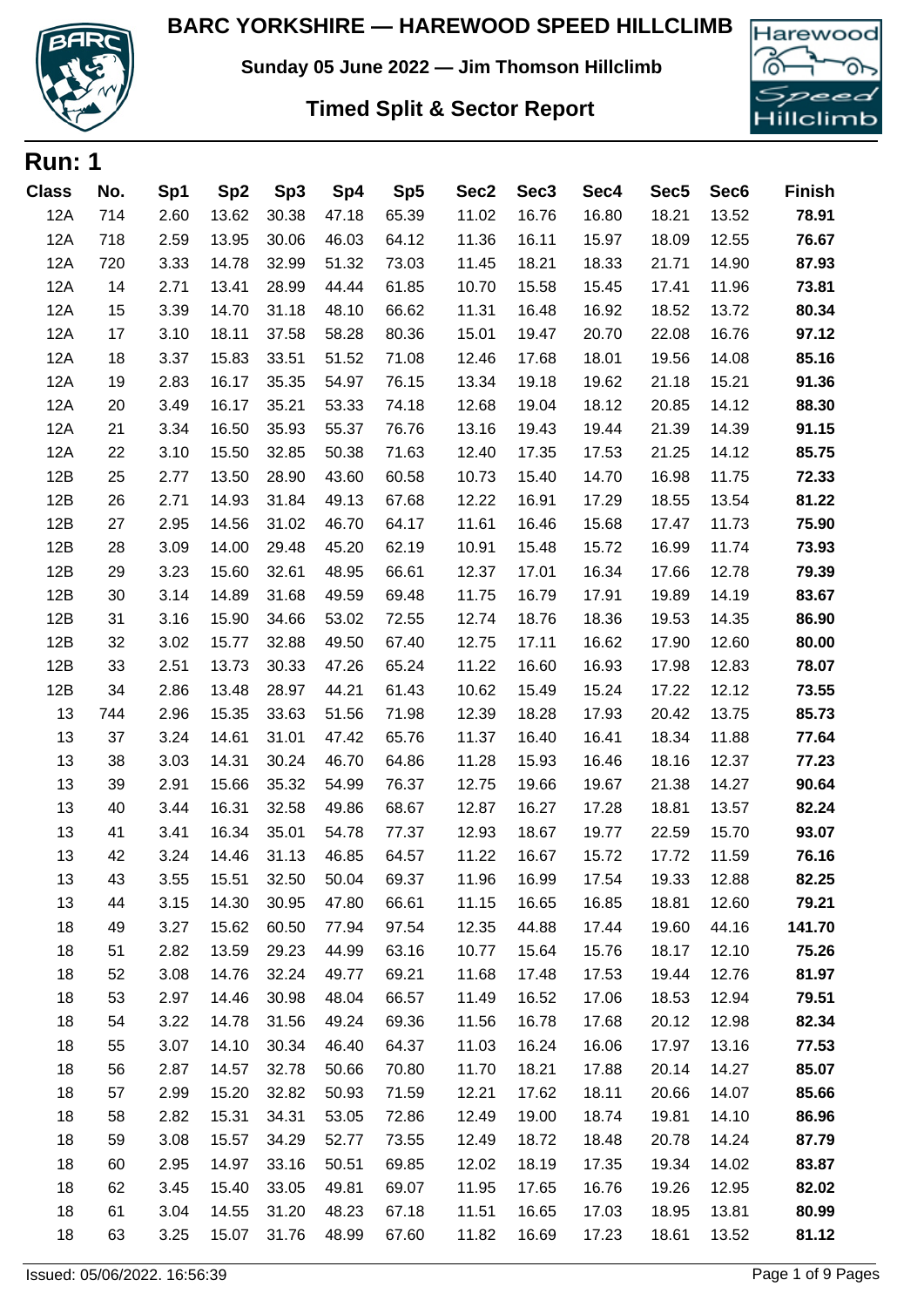# BARC YORKSHIRE — HAREWOOD SPEED HILLCLIMB

**Sunday 05 June 2022 — Jim Thomson Hillclimb**

## Timed Split & Sector Report

## Run: 1

| Class | No. | Sp1 | Sp2 | Sp3 | Sp4 | Sp5 | Sec2 | Sec3 | Sec4 | Sec5 | Sec6 | Finish |
|---|---|---|---|---|---|---|---|---|---|---|---|---|
| 12A | 714 | 2.60 | 13.62 | 30.38 | 47.18 | 65.39 | 11.02 | 16.76 | 16.80 | 18.21 | 13.52 | **78.91** |
| 12A | 718 | 2.59 | 13.95 | 30.06 | 46.03 | 64.12 | 11.36 | 16.11 | 15.97 | 18.09 | 12.55 | **76.67** |
| 12A | 720 | 3.33 | 14.78 | 32.99 | 51.32 | 73.03 | 11.45 | 18.21 | 18.33 | 21.71 | 14.90 | **87.93** |
| 12A | 14 | 2.71 | 13.41 | 28.99 | 44.44 | 61.85 | 10.70 | 15.58 | 15.45 | 17.41 | 11.96 | **73.81** |
| 12A | 15 | 3.39 | 14.70 | 31.18 | 48.10 | 66.62 | 11.31 | 16.48 | 16.92 | 18.52 | 13.72 | **80.34** |
| 12A | 17 | 3.10 | 18.11 | 37.58 | 58.28 | 80.36 | 15.01 | 19.47 | 20.70 | 22.08 | 16.76 | **97.12** |
| 12A | 18 | 3.37 | 15.83 | 33.51 | 51.52 | 71.08 | 12.46 | 17.68 | 18.01 | 19.56 | 14.08 | **85.16** |
| 12A | 19 | 2.83 | 16.17 | 35.35 | 54.97 | 76.15 | 13.34 | 19.18 | 19.62 | 21.18 | 15.21 | **91.36** |
| 12A | 20 | 3.49 | 16.17 | 35.21 | 53.33 | 74.18 | 12.68 | 19.04 | 18.12 | 20.85 | 14.12 | **88.30** |
| 12A | 21 | 3.34 | 16.50 | 35.93 | 55.37 | 76.76 | 13.16 | 19.43 | 19.44 | 21.39 | 14.39 | **91.15** |
| 12A | 22 | 3.10 | 15.50 | 32.85 | 50.38 | 71.63 | 12.40 | 17.35 | 17.53 | 21.25 | 14.12 | **85.75** |
| 12B | 25 | 2.77 | 13.50 | 28.90 | 43.60 | 60.58 | 10.73 | 15.40 | 14.70 | 16.98 | 11.75 | **72.33** |
| 12B | 26 | 2.71 | 14.93 | 31.84 | 49.13 | 67.68 | 12.22 | 16.91 | 17.29 | 18.55 | 13.54 | **81.22** |
| 12B | 27 | 2.95 | 14.56 | 31.02 | 46.70 | 64.17 | 11.61 | 16.46 | 15.68 | 17.47 | 11.73 | **75.90** |
| 12B | 28 | 3.09 | 14.00 | 29.48 | 45.20 | 62.19 | 10.91 | 15.48 | 15.72 | 16.99 | 11.74 | **73.93** |
| 12B | 29 | 3.23 | 15.60 | 32.61 | 48.95 | 66.61 | 12.37 | 17.01 | 16.34 | 17.66 | 12.78 | **79.39** |
| 12B | 30 | 3.14 | 14.89 | 31.68 | 49.59 | 69.48 | 11.75 | 16.79 | 17.91 | 19.89 | 14.19 | **83.67** |
| 12B | 31 | 3.16 | 15.90 | 34.66 | 53.02 | 72.55 | 12.74 | 18.76 | 18.36 | 19.53 | 14.35 | **86.90** |
| 12B | 32 | 3.02 | 15.77 | 32.88 | 49.50 | 67.40 | 12.75 | 17.11 | 16.62 | 17.90 | 12.60 | **80.00** |
| 12B | 33 | 2.51 | 13.73 | 30.33 | 47.26 | 65.24 | 11.22 | 16.60 | 16.93 | 17.98 | 12.83 | **78.07** |
| 12B | 34 | 2.86 | 13.48 | 28.97 | 44.21 | 61.43 | 10.62 | 15.49 | 15.24 | 17.22 | 12.12 | **73.55** |
| 13 | 744 | 2.96 | 15.35 | 33.63 | 51.56 | 71.98 | 12.39 | 18.28 | 17.93 | 20.42 | 13.75 | **85.73** |
| 13 | 37 | 3.24 | 14.61 | 31.01 | 47.42 | 65.76 | 11.37 | 16.40 | 16.41 | 18.34 | 11.88 | **77.64** |
| 13 | 38 | 3.03 | 14.31 | 30.24 | 46.70 | 64.86 | 11.28 | 15.93 | 16.46 | 18.16 | 12.37 | **77.23** |
| 13 | 39 | 2.91 | 15.66 | 35.32 | 54.99 | 76.37 | 12.75 | 19.66 | 19.67 | 21.38 | 14.27 | **90.64** |
| 13 | 40 | 3.44 | 16.31 | 32.58 | 49.86 | 68.67 | 12.87 | 16.27 | 17.28 | 18.81 | 13.57 | **82.24** |
| 13 | 41 | 3.41 | 16.34 | 35.01 | 54.78 | 77.37 | 12.93 | 18.67 | 19.77 | 22.59 | 15.70 | **93.07** |
| 13 | 42 | 3.24 | 14.46 | 31.13 | 46.85 | 64.57 | 11.22 | 16.67 | 15.72 | 17.72 | 11.59 | **76.16** |
| 13 | 43 | 3.55 | 15.51 | 32.50 | 50.04 | 69.37 | 11.96 | 16.99 | 17.54 | 19.33 | 12.88 | **82.25** |
| 13 | 44 | 3.15 | 14.30 | 30.95 | 47.80 | 66.61 | 11.15 | 16.65 | 16.85 | 18.81 | 12.60 | **79.21** |
| 18 | 49 | 3.27 | 15.62 | 60.50 | 77.94 | 97.54 | 12.35 | 44.88 | 17.44 | 19.60 | 44.16 | **141.70** |
| 18 | 51 | 2.82 | 13.59 | 29.23 | 44.99 | 63.16 | 10.77 | 15.64 | 15.76 | 18.17 | 12.10 | **75.26** |
| 18 | 52 | 3.08 | 14.76 | 32.24 | 49.77 | 69.21 | 11.68 | 17.48 | 17.53 | 19.44 | 12.76 | **81.97** |
| 18 | 53 | 2.97 | 14.46 | 30.98 | 48.04 | 66.57 | 11.49 | 16.52 | 17.06 | 18.53 | 12.94 | **79.51** |
| 18 | 54 | 3.22 | 14.78 | 31.56 | 49.24 | 69.36 | 11.56 | 16.78 | 17.68 | 20.12 | 12.98 | **82.34** |
| 18 | 55 | 3.07 | 14.10 | 30.34 | 46.40 | 64.37 | 11.03 | 16.24 | 16.06 | 17.97 | 13.16 | **77.53** |
| 18 | 56 | 2.87 | 14.57 | 32.78 | 50.66 | 70.80 | 11.70 | 18.21 | 17.88 | 20.14 | 14.27 | **85.07** |
| 18 | 57 | 2.99 | 15.20 | 32.82 | 50.93 | 71.59 | 12.21 | 17.62 | 18.11 | 20.66 | 14.07 | **85.66** |
| 18 | 58 | 2.82 | 15.31 | 34.31 | 53.05 | 72.86 | 12.49 | 19.00 | 18.74 | 19.81 | 14.10 | **86.96** |
| 18 | 59 | 3.08 | 15.57 | 34.29 | 52.77 | 73.55 | 12.49 | 18.72 | 18.48 | 20.78 | 14.24 | **87.79** |
| 18 | 60 | 2.95 | 14.97 | 33.16 | 50.51 | 69.85 | 12.02 | 18.19 | 17.35 | 19.34 | 14.02 | **83.87** |
| 18 | 62 | 3.45 | 15.40 | 33.05 | 49.81 | 69.07 | 11.95 | 17.65 | 16.76 | 19.26 | 12.95 | **82.02** |
| 18 | 61 | 3.04 | 14.55 | 31.20 | 48.23 | 67.18 | 11.51 | 16.65 | 17.03 | 18.95 | 13.81 | **80.99** |
| 18 | 63 | 3.25 | 15.07 | 31.76 | 48.99 | 67.60 | 11.82 | 16.69 | 17.23 | 18.61 | 13.52 | **81.12** |

Issued: 05/06/2022. 16:56:39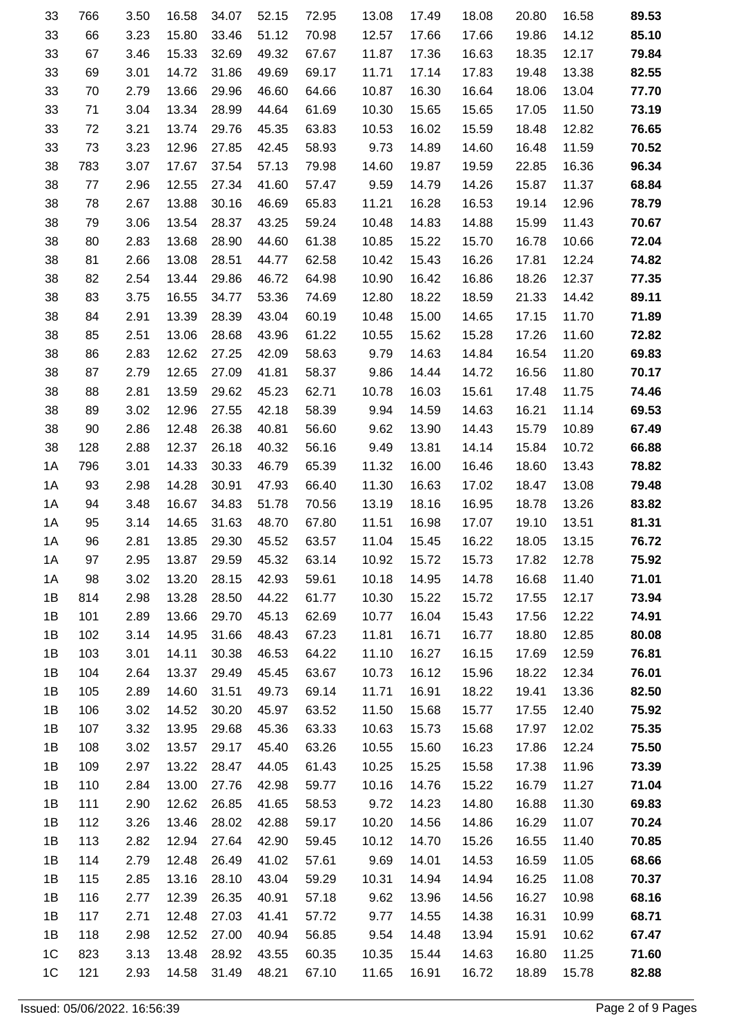| | | | | | | | | | | | | |
|---|---|---|---|---|---|---|---|---|---|---|---|---|
| 33 | 766 | 3.50 | 16.58 | 34.07 | 52.15 | 72.95 | 13.08 | 17.49 | 18.08 | 20.80 | 16.58 | **89.53** |
| 33 | 66 | 3.23 | 15.80 | 33.46 | 51.12 | 70.98 | 12.57 | 17.66 | 17.66 | 19.86 | 14.12 | **85.10** |
| 33 | 67 | 3.46 | 15.33 | 32.69 | 49.32 | 67.67 | 11.87 | 17.36 | 16.63 | 18.35 | 12.17 | **79.84** |
| 33 | 69 | 3.01 | 14.72 | 31.86 | 49.69 | 69.17 | 11.71 | 17.14 | 17.83 | 19.48 | 13.38 | **82.55** |
| 33 | 70 | 2.79 | 13.66 | 29.96 | 46.60 | 64.66 | 10.87 | 16.30 | 16.64 | 18.06 | 13.04 | **77.70** |
| 33 | 71 | 3.04 | 13.34 | 28.99 | 44.64 | 61.69 | 10.30 | 15.65 | 15.65 | 17.05 | 11.50 | **73.19** |
| 33 | 72 | 3.21 | 13.74 | 29.76 | 45.35 | 63.83 | 10.53 | 16.02 | 15.59 | 18.48 | 12.82 | **76.65** |
| 33 | 73 | 3.23 | 12.96 | 27.85 | 42.45 | 58.93 | 9.73 | 14.89 | 14.60 | 16.48 | 11.59 | **70.52** |
| 38 | 783 | 3.07 | 17.67 | 37.54 | 57.13 | 79.98 | 14.60 | 19.87 | 19.59 | 22.85 | 16.36 | **96.34** |
| 38 | 77 | 2.96 | 12.55 | 27.34 | 41.60 | 57.47 | 9.59 | 14.79 | 14.26 | 15.87 | 11.37 | **68.84** |
| 38 | 78 | 2.67 | 13.88 | 30.16 | 46.69 | 65.83 | 11.21 | 16.28 | 16.53 | 19.14 | 12.96 | **78.79** |
| 38 | 79 | 3.06 | 13.54 | 28.37 | 43.25 | 59.24 | 10.48 | 14.83 | 14.88 | 15.99 | 11.43 | **70.67** |
| 38 | 80 | 2.83 | 13.68 | 28.90 | 44.60 | 61.38 | 10.85 | 15.22 | 15.70 | 16.78 | 10.66 | **72.04** |
| 38 | 81 | 2.66 | 13.08 | 28.51 | 44.77 | 62.58 | 10.42 | 15.43 | 16.26 | 17.81 | 12.24 | **74.82** |
| 38 | 82 | 2.54 | 13.44 | 29.86 | 46.72 | 64.98 | 10.90 | 16.42 | 16.86 | 18.26 | 12.37 | **77.35** |
| 38 | 83 | 3.75 | 16.55 | 34.77 | 53.36 | 74.69 | 12.80 | 18.22 | 18.59 | 21.33 | 14.42 | **89.11** |
| 38 | 84 | 2.91 | 13.39 | 28.39 | 43.04 | 60.19 | 10.48 | 15.00 | 14.65 | 17.15 | 11.70 | **71.89** |
| 38 | 85 | 2.51 | 13.06 | 28.68 | 43.96 | 61.22 | 10.55 | 15.62 | 15.28 | 17.26 | 11.60 | **72.82** |
| 38 | 86 | 2.83 | 12.62 | 27.25 | 42.09 | 58.63 | 9.79 | 14.63 | 14.84 | 16.54 | 11.20 | **69.83** |
| 38 | 87 | 2.79 | 12.65 | 27.09 | 41.81 | 58.37 | 9.86 | 14.44 | 14.72 | 16.56 | 11.80 | **70.17** |
| 38 | 88 | 2.81 | 13.59 | 29.62 | 45.23 | 62.71 | 10.78 | 16.03 | 15.61 | 17.48 | 11.75 | **74.46** |
| 38 | 89 | 3.02 | 12.96 | 27.55 | 42.18 | 58.39 | 9.94 | 14.59 | 14.63 | 16.21 | 11.14 | **69.53** |
| 38 | 90 | 2.86 | 12.48 | 26.38 | 40.81 | 56.60 | 9.62 | 13.90 | 14.43 | 15.79 | 10.89 | **67.49** |
| 38 | 128 | 2.88 | 12.37 | 26.18 | 40.32 | 56.16 | 9.49 | 13.81 | 14.14 | 15.84 | 10.72 | **66.88** |
| 1A | 796 | 3.01 | 14.33 | 30.33 | 46.79 | 65.39 | 11.32 | 16.00 | 16.46 | 18.60 | 13.43 | **78.82** |
| 1A | 93 | 2.98 | 14.28 | 30.91 | 47.93 | 66.40 | 11.30 | 16.63 | 17.02 | 18.47 | 13.08 | **79.48** |
| 1A | 94 | 3.48 | 16.67 | 34.83 | 51.78 | 70.56 | 13.19 | 18.16 | 16.95 | 18.78 | 13.26 | **83.82** |
| 1A | 95 | 3.14 | 14.65 | 31.63 | 48.70 | 67.80 | 11.51 | 16.98 | 17.07 | 19.10 | 13.51 | **81.31** |
| 1A | 96 | 2.81 | 13.85 | 29.30 | 45.52 | 63.57 | 11.04 | 15.45 | 16.22 | 18.05 | 13.15 | **76.72** |
| 1A | 97 | 2.95 | 13.87 | 29.59 | 45.32 | 63.14 | 10.92 | 15.72 | 15.73 | 17.82 | 12.78 | **75.92** |
| 1A | 98 | 3.02 | 13.20 | 28.15 | 42.93 | 59.61 | 10.18 | 14.95 | 14.78 | 16.68 | 11.40 | **71.01** |
| 1B | 814 | 2.98 | 13.28 | 28.50 | 44.22 | 61.77 | 10.30 | 15.22 | 15.72 | 17.55 | 12.17 | **73.94** |
| 1B | 101 | 2.89 | 13.66 | 29.70 | 45.13 | 62.69 | 10.77 | 16.04 | 15.43 | 17.56 | 12.22 | **74.91** |
| 1B | 102 | 3.14 | 14.95 | 31.66 | 48.43 | 67.23 | 11.81 | 16.71 | 16.77 | 18.80 | 12.85 | **80.08** |
| 1B | 103 | 3.01 | 14.11 | 30.38 | 46.53 | 64.22 | 11.10 | 16.27 | 16.15 | 17.69 | 12.59 | **76.81** |
| 1B | 104 | 2.64 | 13.37 | 29.49 | 45.45 | 63.67 | 10.73 | 16.12 | 15.96 | 18.22 | 12.34 | **76.01** |
| 1B | 105 | 2.89 | 14.60 | 31.51 | 49.73 | 69.14 | 11.71 | 16.91 | 18.22 | 19.41 | 13.36 | **82.50** |
| 1B | 106 | 3.02 | 14.52 | 30.20 | 45.97 | 63.52 | 11.50 | 15.68 | 15.77 | 17.55 | 12.40 | **75.92** |
| 1B | 107 | 3.32 | 13.95 | 29.68 | 45.36 | 63.33 | 10.63 | 15.73 | 15.68 | 17.97 | 12.02 | **75.35** |
| 1B | 108 | 3.02 | 13.57 | 29.17 | 45.40 | 63.26 | 10.55 | 15.60 | 16.23 | 17.86 | 12.24 | **75.50** |
| 1B | 109 | 2.97 | 13.22 | 28.47 | 44.05 | 61.43 | 10.25 | 15.25 | 15.58 | 17.38 | 11.96 | **73.39** |
| 1B | 110 | 2.84 | 13.00 | 27.76 | 42.98 | 59.77 | 10.16 | 14.76 | 15.22 | 16.79 | 11.27 | **71.04** |
| 1B | 111 | 2.90 | 12.62 | 26.85 | 41.65 | 58.53 | 9.72 | 14.23 | 14.80 | 16.88 | 11.30 | **69.83** |
| 1B | 112 | 3.26 | 13.46 | 28.02 | 42.88 | 59.17 | 10.20 | 14.56 | 14.86 | 16.29 | 11.07 | **70.24** |
| 1B | 113 | 2.82 | 12.94 | 27.64 | 42.90 | 59.45 | 10.12 | 14.70 | 15.26 | 16.55 | 11.40 | **70.85** |
| 1B | 114 | 2.79 | 12.48 | 26.49 | 41.02 | 57.61 | 9.69 | 14.01 | 14.53 | 16.59 | 11.05 | **68.66** |
| 1B | 115 | 2.85 | 13.16 | 28.10 | 43.04 | 59.29 | 10.31 | 14.94 | 14.94 | 16.25 | 11.08 | **70.37** |
| 1B | 116 | 2.77 | 12.39 | 26.35 | 40.91 | 57.18 | 9.62 | 13.96 | 14.56 | 16.27 | 10.98 | **68.16** |
| 1B | 117 | 2.71 | 12.48 | 27.03 | 41.41 | 57.72 | 9.77 | 14.55 | 14.38 | 16.31 | 10.99 | **68.71** |
| 1B | 118 | 2.98 | 12.52 | 27.00 | 40.94 | 56.85 | 9.54 | 14.48 | 13.94 | 15.91 | 10.62 | **67.47** |
| 1C | 823 | 3.13 | 13.48 | 28.92 | 43.55 | 60.35 | 10.35 | 15.44 | 14.63 | 16.80 | 11.25 | **71.60** |
| 1C | 121 | 2.93 | 14.58 | 31.49 | 48.21 | 67.10 | 11.65 | 16.91 | 16.72 | 18.89 | 15.78 | **82.88** |

Issued: 05/06/2022. 16:56:39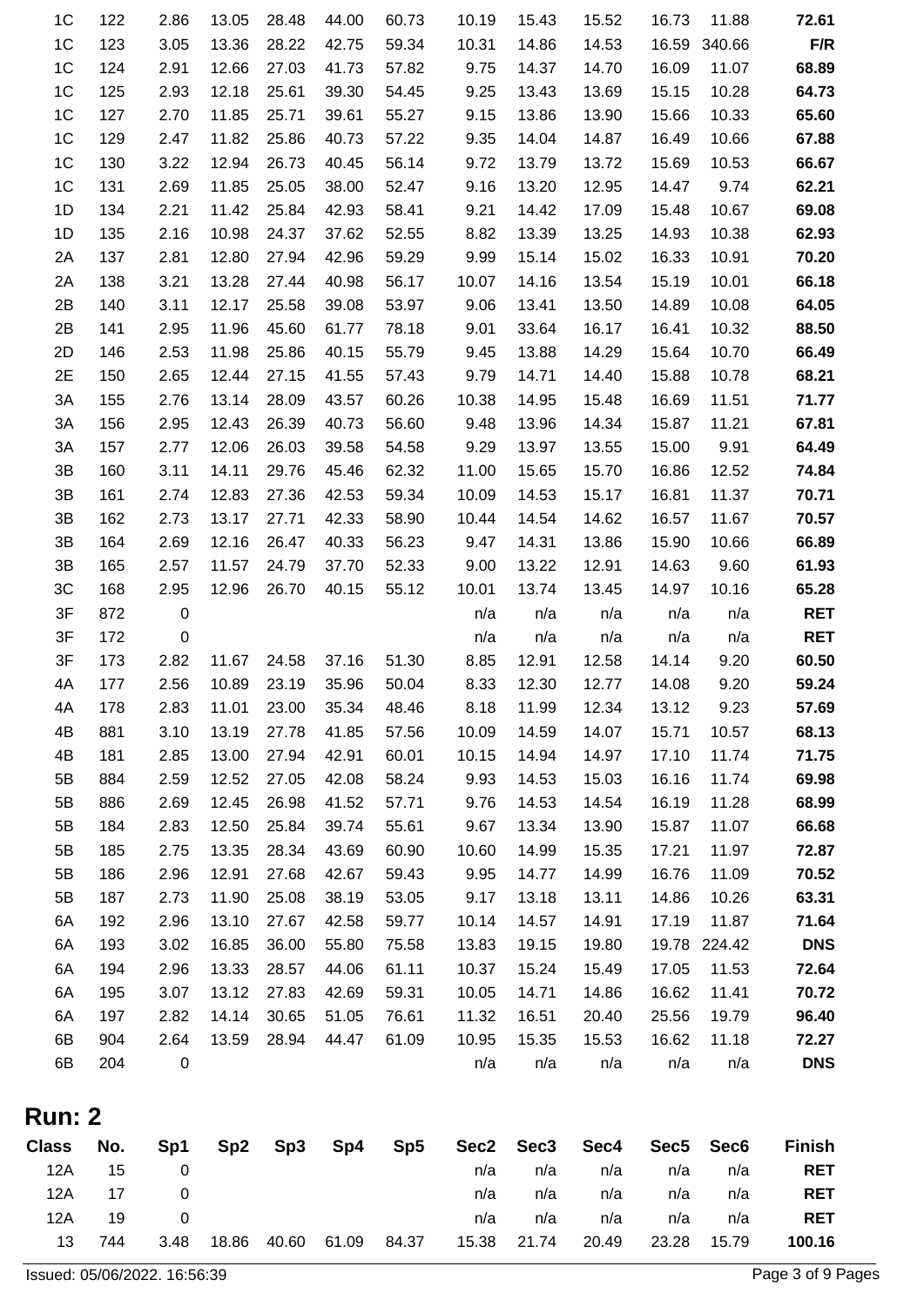| 1C | 122 | 2.86 | 13.05 | 28.48 | 44.00 | 60.73 | 10.19 | 15.43 | 15.52 | 16.73 | 11.88 | **72.61** |
|---|---|---|---|---|---|---|---|---|---|---|---|---|
| 1C | 123 | 3.05 | 13.36 | 28.22 | 42.75 | 59.34 | 10.31 | 14.86 | 14.53 | 16.59 | 340.66 | **F/R** |
| 1C | 124 | 2.91 | 12.66 | 27.03 | 41.73 | 57.82 | 9.75 | 14.37 | 14.70 | 16.09 | 11.07 | **68.89** |
| 1C | 125 | 2.93 | 12.18 | 25.61 | 39.30 | 54.45 | 9.25 | 13.43 | 13.69 | 15.15 | 10.28 | **64.73** |
| 1C | 127 | 2.70 | 11.85 | 25.71 | 39.61 | 55.27 | 9.15 | 13.86 | 13.90 | 15.66 | 10.33 | **65.60** |
| 1C | 129 | 2.47 | 11.82 | 25.86 | 40.73 | 57.22 | 9.35 | 14.04 | 14.87 | 16.49 | 10.66 | **67.88** |
| 1C | 130 | 3.22 | 12.94 | 26.73 | 40.45 | 56.14 | 9.72 | 13.79 | 13.72 | 15.69 | 10.53 | **66.67** |
| 1C | 131 | 2.69 | 11.85 | 25.05 | 38.00 | 52.47 | 9.16 | 13.20 | 12.95 | 14.47 | 9.74 | **62.21** |
| 1D | 134 | 2.21 | 11.42 | 25.84 | 42.93 | 58.41 | 9.21 | 14.42 | 17.09 | 15.48 | 10.67 | **69.08** |
| 1D | 135 | 2.16 | 10.98 | 24.37 | 37.62 | 52.55 | 8.82 | 13.39 | 13.25 | 14.93 | 10.38 | **62.93** |
| 2A | 137 | 2.81 | 12.80 | 27.94 | 42.96 | 59.29 | 9.99 | 15.14 | 15.02 | 16.33 | 10.91 | **70.20** |
| 2A | 138 | 3.21 | 13.28 | 27.44 | 40.98 | 56.17 | 10.07 | 14.16 | 13.54 | 15.19 | 10.01 | **66.18** |
| 2B | 140 | 3.11 | 12.17 | 25.58 | 39.08 | 53.97 | 9.06 | 13.41 | 13.50 | 14.89 | 10.08 | **64.05** |
| 2B | 141 | 2.95 | 11.96 | 45.60 | 61.77 | 78.18 | 9.01 | 33.64 | 16.17 | 16.41 | 10.32 | **88.50** |
| 2D | 146 | 2.53 | 11.98 | 25.86 | 40.15 | 55.79 | 9.45 | 13.88 | 14.29 | 15.64 | 10.70 | **66.49** |
| 2E | 150 | 2.65 | 12.44 | 27.15 | 41.55 | 57.43 | 9.79 | 14.71 | 14.40 | 15.88 | 10.78 | **68.21** |
| 3A | 155 | 2.76 | 13.14 | 28.09 | 43.57 | 60.26 | 10.38 | 14.95 | 15.48 | 16.69 | 11.51 | **71.77** |
| 3A | 156 | 2.95 | 12.43 | 26.39 | 40.73 | 56.60 | 9.48 | 13.96 | 14.34 | 15.87 | 11.21 | **67.81** |
| 3A | 157 | 2.77 | 12.06 | 26.03 | 39.58 | 54.58 | 9.29 | 13.97 | 13.55 | 15.00 | 9.91 | **64.49** |
| 3B | 160 | 3.11 | 14.11 | 29.76 | 45.46 | 62.32 | 11.00 | 15.65 | 15.70 | 16.86 | 12.52 | **74.84** |
| 3B | 161 | 2.74 | 12.83 | 27.36 | 42.53 | 59.34 | 10.09 | 14.53 | 15.17 | 16.81 | 11.37 | **70.71** |
| 3B | 162 | 2.73 | 13.17 | 27.71 | 42.33 | 58.90 | 10.44 | 14.54 | 14.62 | 16.57 | 11.67 | **70.57** |
| 3B | 164 | 2.69 | 12.16 | 26.47 | 40.33 | 56.23 | 9.47 | 14.31 | 13.86 | 15.90 | 10.66 | **66.89** |
| 3B | 165 | 2.57 | 11.57 | 24.79 | 37.70 | 52.33 | 9.00 | 13.22 | 12.91 | 14.63 | 9.60 | **61.93** |
| 3C | 168 | 2.95 | 12.96 | 26.70 | 40.15 | 55.12 | 10.01 | 13.74 | 13.45 | 14.97 | 10.16 | **65.28** |
| 3F | 872 | 0 | | | | | n/a | n/a | n/a | n/a | n/a | **RET** |
| 3F | 172 | 0 | | | | | n/a | n/a | n/a | n/a | n/a | **RET** |
| 3F | 173 | 2.82 | 11.67 | 24.58 | 37.16 | 51.30 | 8.85 | 12.91 | 12.58 | 14.14 | 9.20 | **60.50** |
| 4A | 177 | 2.56 | 10.89 | 23.19 | 35.96 | 50.04 | 8.33 | 12.30 | 12.77 | 14.08 | 9.20 | **59.24** |
| 4A | 178 | 2.83 | 11.01 | 23.00 | 35.34 | 48.46 | 8.18 | 11.99 | 12.34 | 13.12 | 9.23 | **57.69** |
| 4B | 881 | 3.10 | 13.19 | 27.78 | 41.85 | 57.56 | 10.09 | 14.59 | 14.07 | 15.71 | 10.57 | **68.13** |
| 4B | 181 | 2.85 | 13.00 | 27.94 | 42.91 | 60.01 | 10.15 | 14.94 | 14.97 | 17.10 | 11.74 | **71.75** |
| 5B | 884 | 2.59 | 12.52 | 27.05 | 42.08 | 58.24 | 9.93 | 14.53 | 15.03 | 16.16 | 11.74 | **69.98** |
| 5B | 886 | 2.69 | 12.45 | 26.98 | 41.52 | 57.71 | 9.76 | 14.53 | 14.54 | 16.19 | 11.28 | **68.99** |
| 5B | 184 | 2.83 | 12.50 | 25.84 | 39.74 | 55.61 | 9.67 | 13.34 | 13.90 | 15.87 | 11.07 | **66.68** |
| 5B | 185 | 2.75 | 13.35 | 28.34 | 43.69 | 60.90 | 10.60 | 14.99 | 15.35 | 17.21 | 11.97 | **72.87** |
| 5B | 186 | 2.96 | 12.91 | 27.68 | 42.67 | 59.43 | 9.95 | 14.77 | 14.99 | 16.76 | 11.09 | **70.52** |
| 5B | 187 | 2.73 | 11.90 | 25.08 | 38.19 | 53.05 | 9.17 | 13.18 | 13.11 | 14.86 | 10.26 | **63.31** |
| 6A | 192 | 2.96 | 13.10 | 27.67 | 42.58 | 59.77 | 10.14 | 14.57 | 14.91 | 17.19 | 11.87 | **71.64** |
| 6A | 193 | 3.02 | 16.85 | 36.00 | 55.80 | 75.58 | 13.83 | 19.15 | 19.80 | 19.78 | 224.42 | **DNS** |
| 6A | 194 | 2.96 | 13.33 | 28.57 | 44.06 | 61.11 | 10.37 | 15.24 | 15.49 | 17.05 | 11.53 | **72.64** |
| 6A | 195 | 3.07 | 13.12 | 27.83 | 42.69 | 59.31 | 10.05 | 14.71 | 14.86 | 16.62 | 11.41 | **70.72** |
| 6A | 197 | 2.82 | 14.14 | 30.65 | 51.05 | 76.61 | 11.32 | 16.51 | 20.40 | 25.56 | 19.79 | **96.40** |
| 6B | 904 | 2.64 | 13.59 | 28.94 | 44.47 | 61.09 | 10.95 | 15.35 | 15.53 | 16.62 | 11.18 | **72.27** |
| 6B | 204 | 0 | | | | | n/a | n/a | n/a | n/a | n/a | **DNS** |

## Run: 2

| Class | No. | Sp1 | Sp2 | Sp3 | Sp4 | Sp5 | Sec2 | Sec3 | Sec4 | Sec5 | Sec6 | Finish |
|---|---|---|---|---|---|---|---|---|---|---|---|---|
| 12A | 15 | 0 | | | | | n/a | n/a | n/a | n/a | n/a | **RET** |
| 12A | 17 | 0 | | | | | n/a | n/a | n/a | n/a | n/a | **RET** |
| 12A | 19 | 0 | | | | | n/a | n/a | n/a | n/a | n/a | **RET** |
| 13 | 744 | 3.48 | 18.86 | 40.60 | 61.09 | 84.37 | 15.38 | 21.74 | 20.49 | 23.28 | 15.79 | **100.16** |

Issued: 05/06/2022. 16:56:39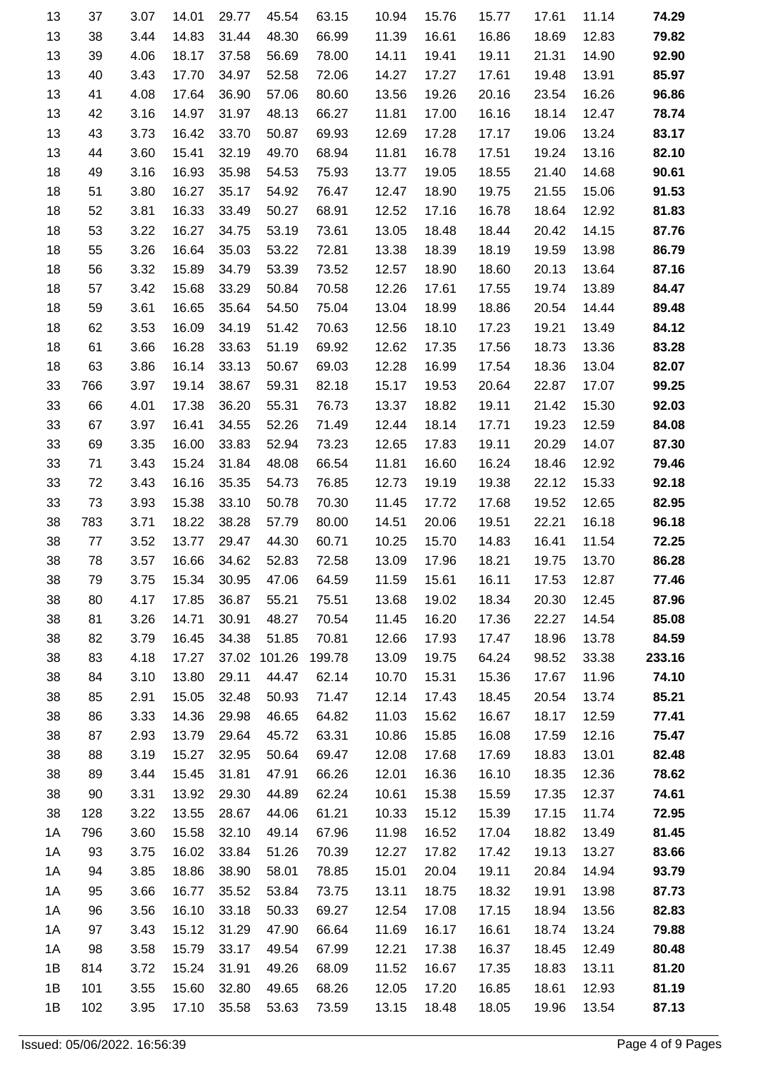| | | | | | | | | | | | | |
|---|---|---|---|---|---|---|---|---|---|---|---|---|
| 13 | 37 | 3.07 | 14.01 | 29.77 | 45.54 | 63.15 | 10.94 | 15.76 | 15.77 | 17.61 | 11.14 | **74.29** |
| 13 | 38 | 3.44 | 14.83 | 31.44 | 48.30 | 66.99 | 11.39 | 16.61 | 16.86 | 18.69 | 12.83 | **79.82** |
| 13 | 39 | 4.06 | 18.17 | 37.58 | 56.69 | 78.00 | 14.11 | 19.41 | 19.11 | 21.31 | 14.90 | **92.90** |
| 13 | 40 | 3.43 | 17.70 | 34.97 | 52.58 | 72.06 | 14.27 | 17.27 | 17.61 | 19.48 | 13.91 | **85.97** |
| 13 | 41 | 4.08 | 17.64 | 36.90 | 57.06 | 80.60 | 13.56 | 19.26 | 20.16 | 23.54 | 16.26 | **96.86** |
| 13 | 42 | 3.16 | 14.97 | 31.97 | 48.13 | 66.27 | 11.81 | 17.00 | 16.16 | 18.14 | 12.47 | **78.74** |
| 13 | 43 | 3.73 | 16.42 | 33.70 | 50.87 | 69.93 | 12.69 | 17.28 | 17.17 | 19.06 | 13.24 | **83.17** |
| 13 | 44 | 3.60 | 15.41 | 32.19 | 49.70 | 68.94 | 11.81 | 16.78 | 17.51 | 19.24 | 13.16 | **82.10** |
| 18 | 49 | 3.16 | 16.93 | 35.98 | 54.53 | 75.93 | 13.77 | 19.05 | 18.55 | 21.40 | 14.68 | **90.61** |
| 18 | 51 | 3.80 | 16.27 | 35.17 | 54.92 | 76.47 | 12.47 | 18.90 | 19.75 | 21.55 | 15.06 | **91.53** |
| 18 | 52 | 3.81 | 16.33 | 33.49 | 50.27 | 68.91 | 12.52 | 17.16 | 16.78 | 18.64 | 12.92 | **81.83** |
| 18 | 53 | 3.22 | 16.27 | 34.75 | 53.19 | 73.61 | 13.05 | 18.48 | 18.44 | 20.42 | 14.15 | **87.76** |
| 18 | 55 | 3.26 | 16.64 | 35.03 | 53.22 | 72.81 | 13.38 | 18.39 | 18.19 | 19.59 | 13.98 | **86.79** |
| 18 | 56 | 3.32 | 15.89 | 34.79 | 53.39 | 73.52 | 12.57 | 18.90 | 18.60 | 20.13 | 13.64 | **87.16** |
| 18 | 57 | 3.42 | 15.68 | 33.29 | 50.84 | 70.58 | 12.26 | 17.61 | 17.55 | 19.74 | 13.89 | **84.47** |
| 18 | 59 | 3.61 | 16.65 | 35.64 | 54.50 | 75.04 | 13.04 | 18.99 | 18.86 | 20.54 | 14.44 | **89.48** |
| 18 | 62 | 3.53 | 16.09 | 34.19 | 51.42 | 70.63 | 12.56 | 18.10 | 17.23 | 19.21 | 13.49 | **84.12** |
| 18 | 61 | 3.66 | 16.28 | 33.63 | 51.19 | 69.92 | 12.62 | 17.35 | 17.56 | 18.73 | 13.36 | **83.28** |
| 18 | 63 | 3.86 | 16.14 | 33.13 | 50.67 | 69.03 | 12.28 | 16.99 | 17.54 | 18.36 | 13.04 | **82.07** |
| 33 | 766 | 3.97 | 19.14 | 38.67 | 59.31 | 82.18 | 15.17 | 19.53 | 20.64 | 22.87 | 17.07 | **99.25** |
| 33 | 66 | 4.01 | 17.38 | 36.20 | 55.31 | 76.73 | 13.37 | 18.82 | 19.11 | 21.42 | 15.30 | **92.03** |
| 33 | 67 | 3.97 | 16.41 | 34.55 | 52.26 | 71.49 | 12.44 | 18.14 | 17.71 | 19.23 | 12.59 | **84.08** |
| 33 | 69 | 3.35 | 16.00 | 33.83 | 52.94 | 73.23 | 12.65 | 17.83 | 19.11 | 20.29 | 14.07 | **87.30** |
| 33 | 71 | 3.43 | 15.24 | 31.84 | 48.08 | 66.54 | 11.81 | 16.60 | 16.24 | 18.46 | 12.92 | **79.46** |
| 33 | 72 | 3.43 | 16.16 | 35.35 | 54.73 | 76.85 | 12.73 | 19.19 | 19.38 | 22.12 | 15.33 | **92.18** |
| 33 | 73 | 3.93 | 15.38 | 33.10 | 50.78 | 70.30 | 11.45 | 17.72 | 17.68 | 19.52 | 12.65 | **82.95** |
| 38 | 783 | 3.71 | 18.22 | 38.28 | 57.79 | 80.00 | 14.51 | 20.06 | 19.51 | 22.21 | 16.18 | **96.18** |
| 38 | 77 | 3.52 | 13.77 | 29.47 | 44.30 | 60.71 | 10.25 | 15.70 | 14.83 | 16.41 | 11.54 | **72.25** |
| 38 | 78 | 3.57 | 16.66 | 34.62 | 52.83 | 72.58 | 13.09 | 17.96 | 18.21 | 19.75 | 13.70 | **86.28** |
| 38 | 79 | 3.75 | 15.34 | 30.95 | 47.06 | 64.59 | 11.59 | 15.61 | 16.11 | 17.53 | 12.87 | **77.46** |
| 38 | 80 | 4.17 | 17.85 | 36.87 | 55.21 | 75.51 | 13.68 | 19.02 | 18.34 | 20.30 | 12.45 | **87.96** |
| 38 | 81 | 3.26 | 14.71 | 30.91 | 48.27 | 70.54 | 11.45 | 16.20 | 17.36 | 22.27 | 14.54 | **85.08** |
| 38 | 82 | 3.79 | 16.45 | 34.38 | 51.85 | 70.81 | 12.66 | 17.93 | 17.47 | 18.96 | 13.78 | **84.59** |
| 38 | 83 | 4.18 | 17.27 | 37.02 | 101.26 | 199.78 | 13.09 | 19.75 | 64.24 | 98.52 | 33.38 | **233.16** |
| 38 | 84 | 3.10 | 13.80 | 29.11 | 44.47 | 62.14 | 10.70 | 15.31 | 15.36 | 17.67 | 11.96 | **74.10** |
| 38 | 85 | 2.91 | 15.05 | 32.48 | 50.93 | 71.47 | 12.14 | 17.43 | 18.45 | 20.54 | 13.74 | **85.21** |
| 38 | 86 | 3.33 | 14.36 | 29.98 | 46.65 | 64.82 | 11.03 | 15.62 | 16.67 | 18.17 | 12.59 | **77.41** |
| 38 | 87 | 2.93 | 13.79 | 29.64 | 45.72 | 63.31 | 10.86 | 15.85 | 16.08 | 17.59 | 12.16 | **75.47** |
| 38 | 88 | 3.19 | 15.27 | 32.95 | 50.64 | 69.47 | 12.08 | 17.68 | 17.69 | 18.83 | 13.01 | **82.48** |
| 38 | 89 | 3.44 | 15.45 | 31.81 | 47.91 | 66.26 | 12.01 | 16.36 | 16.10 | 18.35 | 12.36 | **78.62** |
| 38 | 90 | 3.31 | 13.92 | 29.30 | 44.89 | 62.24 | 10.61 | 15.38 | 15.59 | 17.35 | 12.37 | **74.61** |
| 38 | 128 | 3.22 | 13.55 | 28.67 | 44.06 | 61.21 | 10.33 | 15.12 | 15.39 | 17.15 | 11.74 | **72.95** |
| 1A | 796 | 3.60 | 15.58 | 32.10 | 49.14 | 67.96 | 11.98 | 16.52 | 17.04 | 18.82 | 13.49 | **81.45** |
| 1A | 93 | 3.75 | 16.02 | 33.84 | 51.26 | 70.39 | 12.27 | 17.82 | 17.42 | 19.13 | 13.27 | **83.66** |
| 1A | 94 | 3.85 | 18.86 | 38.90 | 58.01 | 78.85 | 15.01 | 20.04 | 19.11 | 20.84 | 14.94 | **93.79** |
| 1A | 95 | 3.66 | 16.77 | 35.52 | 53.84 | 73.75 | 13.11 | 18.75 | 18.32 | 19.91 | 13.98 | **87.73** |
| 1A | 96 | 3.56 | 16.10 | 33.18 | 50.33 | 69.27 | 12.54 | 17.08 | 17.15 | 18.94 | 13.56 | **82.83** |
| 1A | 97 | 3.43 | 15.12 | 31.29 | 47.90 | 66.64 | 11.69 | 16.17 | 16.61 | 18.74 | 13.24 | **79.88** |
| 1A | 98 | 3.58 | 15.79 | 33.17 | 49.54 | 67.99 | 12.21 | 17.38 | 16.37 | 18.45 | 12.49 | **80.48** |
| 1B | 814 | 3.72 | 15.24 | 31.91 | 49.26 | 68.09 | 11.52 | 16.67 | 17.35 | 18.83 | 13.11 | **81.20** |
| 1B | 101 | 3.55 | 15.60 | 32.80 | 49.65 | 68.26 | 12.05 | 17.20 | 16.85 | 18.61 | 12.93 | **81.19** |
| 1B | 102 | 3.95 | 17.10 | 35.58 | 53.63 | 73.59 | 13.15 | 18.48 | 18.05 | 19.96 | 13.54 | **87.13** |

Issued: 05/06/2022. 16:56:39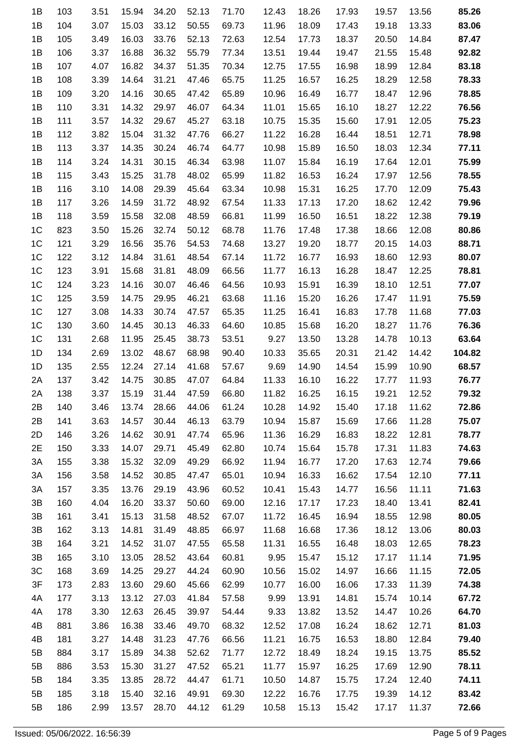| | | | | | | | | | | | | |
|---|---|---|---|---|---|---|---|---|---|---|---|---|
| 1B | 103 | 3.51 | 15.94 | 34.20 | 52.13 | 71.70 | 12.43 | 18.26 | 17.93 | 19.57 | 13.56 | **85.26** |
| 1B | 104 | 3.07 | 15.03 | 33.12 | 50.55 | 69.73 | 11.96 | 18.09 | 17.43 | 19.18 | 13.33 | **83.06** |
| 1B | 105 | 3.49 | 16.03 | 33.76 | 52.13 | 72.63 | 12.54 | 17.73 | 18.37 | 20.50 | 14.84 | **87.47** |
| 1B | 106 | 3.37 | 16.88 | 36.32 | 55.79 | 77.34 | 13.51 | 19.44 | 19.47 | 21.55 | 15.48 | **92.82** |
| 1B | 107 | 4.07 | 16.82 | 34.37 | 51.35 | 70.34 | 12.75 | 17.55 | 16.98 | 18.99 | 12.84 | **83.18** |
| 1B | 108 | 3.39 | 14.64 | 31.21 | 47.46 | 65.75 | 11.25 | 16.57 | 16.25 | 18.29 | 12.58 | **78.33** |
| 1B | 109 | 3.20 | 14.16 | 30.65 | 47.42 | 65.89 | 10.96 | 16.49 | 16.77 | 18.47 | 12.96 | **78.85** |
| 1B | 110 | 3.31 | 14.32 | 29.97 | 46.07 | 64.34 | 11.01 | 15.65 | 16.10 | 18.27 | 12.22 | **76.56** |
| 1B | 111 | 3.57 | 14.32 | 29.67 | 45.27 | 63.18 | 10.75 | 15.35 | 15.60 | 17.91 | 12.05 | **75.23** |
| 1B | 112 | 3.82 | 15.04 | 31.32 | 47.76 | 66.27 | 11.22 | 16.28 | 16.44 | 18.51 | 12.71 | **78.98** |
| 1B | 113 | 3.37 | 14.35 | 30.24 | 46.74 | 64.77 | 10.98 | 15.89 | 16.50 | 18.03 | 12.34 | **77.11** |
| 1B | 114 | 3.24 | 14.31 | 30.15 | 46.34 | 63.98 | 11.07 | 15.84 | 16.19 | 17.64 | 12.01 | **75.99** |
| 1B | 115 | 3.43 | 15.25 | 31.78 | 48.02 | 65.99 | 11.82 | 16.53 | 16.24 | 17.97 | 12.56 | **78.55** |
| 1B | 116 | 3.10 | 14.08 | 29.39 | 45.64 | 63.34 | 10.98 | 15.31 | 16.25 | 17.70 | 12.09 | **75.43** |
| 1B | 117 | 3.26 | 14.59 | 31.72 | 48.92 | 67.54 | 11.33 | 17.13 | 17.20 | 18.62 | 12.42 | **79.96** |
| 1B | 118 | 3.59 | 15.58 | 32.08 | 48.59 | 66.81 | 11.99 | 16.50 | 16.51 | 18.22 | 12.38 | **79.19** |
| 1C | 823 | 3.50 | 15.26 | 32.74 | 50.12 | 68.78 | 11.76 | 17.48 | 17.38 | 18.66 | 12.08 | **80.86** |
| 1C | 121 | 3.29 | 16.56 | 35.76 | 54.53 | 74.68 | 13.27 | 19.20 | 18.77 | 20.15 | 14.03 | **88.71** |
| 1C | 122 | 3.12 | 14.84 | 31.61 | 48.54 | 67.14 | 11.72 | 16.77 | 16.93 | 18.60 | 12.93 | **80.07** |
| 1C | 123 | 3.91 | 15.68 | 31.81 | 48.09 | 66.56 | 11.77 | 16.13 | 16.28 | 18.47 | 12.25 | **78.81** |
| 1C | 124 | 3.23 | 14.16 | 30.07 | 46.46 | 64.56 | 10.93 | 15.91 | 16.39 | 18.10 | 12.51 | **77.07** |
| 1C | 125 | 3.59 | 14.75 | 29.95 | 46.21 | 63.68 | 11.16 | 15.20 | 16.26 | 17.47 | 11.91 | **75.59** |
| 1C | 127 | 3.08 | 14.33 | 30.74 | 47.57 | 65.35 | 11.25 | 16.41 | 16.83 | 17.78 | 11.68 | **77.03** |
| 1C | 130 | 3.60 | 14.45 | 30.13 | 46.33 | 64.60 | 10.85 | 15.68 | 16.20 | 18.27 | 11.76 | **76.36** |
| 1C | 131 | 2.68 | 11.95 | 25.45 | 38.73 | 53.51 | 9.27 | 13.50 | 13.28 | 14.78 | 10.13 | **63.64** |
| 1D | 134 | 2.69 | 13.02 | 48.67 | 68.98 | 90.40 | 10.33 | 35.65 | 20.31 | 21.42 | 14.42 | **104.82** |
| 1D | 135 | 2.55 | 12.24 | 27.14 | 41.68 | 57.67 | 9.69 | 14.90 | 14.54 | 15.99 | 10.90 | **68.57** |
| 2A | 137 | 3.42 | 14.75 | 30.85 | 47.07 | 64.84 | 11.33 | 16.10 | 16.22 | 17.77 | 11.93 | **76.77** |
| 2A | 138 | 3.37 | 15.19 | 31.44 | 47.59 | 66.80 | 11.82 | 16.25 | 16.15 | 19.21 | 12.52 | **79.32** |
| 2B | 140 | 3.46 | 13.74 | 28.66 | 44.06 | 61.24 | 10.28 | 14.92 | 15.40 | 17.18 | 11.62 | **72.86** |
| 2B | 141 | 3.63 | 14.57 | 30.44 | 46.13 | 63.79 | 10.94 | 15.87 | 15.69 | 17.66 | 11.28 | **75.07** |
| 2D | 146 | 3.26 | 14.62 | 30.91 | 47.74 | 65.96 | 11.36 | 16.29 | 16.83 | 18.22 | 12.81 | **78.77** |
| 2E | 150 | 3.33 | 14.07 | 29.71 | 45.49 | 62.80 | 10.74 | 15.64 | 15.78 | 17.31 | 11.83 | **74.63** |
| 3A | 155 | 3.38 | 15.32 | 32.09 | 49.29 | 66.92 | 11.94 | 16.77 | 17.20 | 17.63 | 12.74 | **79.66** |
| 3A | 156 | 3.58 | 14.52 | 30.85 | 47.47 | 65.01 | 10.94 | 16.33 | 16.62 | 17.54 | 12.10 | **77.11** |
| 3A | 157 | 3.35 | 13.76 | 29.19 | 43.96 | 60.52 | 10.41 | 15.43 | 14.77 | 16.56 | 11.11 | **71.63** |
| 3B | 160 | 4.04 | 16.20 | 33.37 | 50.60 | 69.00 | 12.16 | 17.17 | 17.23 | 18.40 | 13.41 | **82.41** |
| 3B | 161 | 3.41 | 15.13 | 31.58 | 48.52 | 67.07 | 11.72 | 16.45 | 16.94 | 18.55 | 12.98 | **80.05** |
| 3B | 162 | 3.13 | 14.81 | 31.49 | 48.85 | 66.97 | 11.68 | 16.68 | 17.36 | 18.12 | 13.06 | **80.03** |
| 3B | 164 | 3.21 | 14.52 | 31.07 | 47.55 | 65.58 | 11.31 | 16.55 | 16.48 | 18.03 | 12.65 | **78.23** |
| 3B | 165 | 3.10 | 13.05 | 28.52 | 43.64 | 60.81 | 9.95 | 15.47 | 15.12 | 17.17 | 11.14 | **71.95** |
| 3C | 168 | 3.69 | 14.25 | 29.27 | 44.24 | 60.90 | 10.56 | 15.02 | 14.97 | 16.66 | 11.15 | **72.05** |
| 3F | 173 | 2.83 | 13.60 | 29.60 | 45.66 | 62.99 | 10.77 | 16.00 | 16.06 | 17.33 | 11.39 | **74.38** |
| 4A | 177 | 3.13 | 13.12 | 27.03 | 41.84 | 57.58 | 9.99 | 13.91 | 14.81 | 15.74 | 10.14 | **67.72** |
| 4A | 178 | 3.30 | 12.63 | 26.45 | 39.97 | 54.44 | 9.33 | 13.82 | 13.52 | 14.47 | 10.26 | **64.70** |
| 4B | 881 | 3.86 | 16.38 | 33.46 | 49.70 | 68.32 | 12.52 | 17.08 | 16.24 | 18.62 | 12.71 | **81.03** |
| 4B | 181 | 3.27 | 14.48 | 31.23 | 47.76 | 66.56 | 11.21 | 16.75 | 16.53 | 18.80 | 12.84 | **79.40** |
| 5B | 884 | 3.17 | 15.89 | 34.38 | 52.62 | 71.77 | 12.72 | 18.49 | 18.24 | 19.15 | 13.75 | **85.52** |
| 5B | 886 | 3.53 | 15.30 | 31.27 | 47.52 | 65.21 | 11.77 | 15.97 | 16.25 | 17.69 | 12.90 | **78.11** |
| 5B | 184 | 3.35 | 13.85 | 28.72 | 44.47 | 61.71 | 10.50 | 14.87 | 15.75 | 17.24 | 12.40 | **74.11** |
| 5B | 185 | 3.18 | 15.40 | 32.16 | 49.91 | 69.30 | 12.22 | 16.76 | 17.75 | 19.39 | 14.12 | **83.42** |
| 5B | 186 | 2.99 | 13.57 | 28.70 | 44.12 | 61.29 | 10.58 | 15.13 | 15.42 | 17.17 | 11.37 | **72.66** |

Issued: 05/06/2022. 16:56:39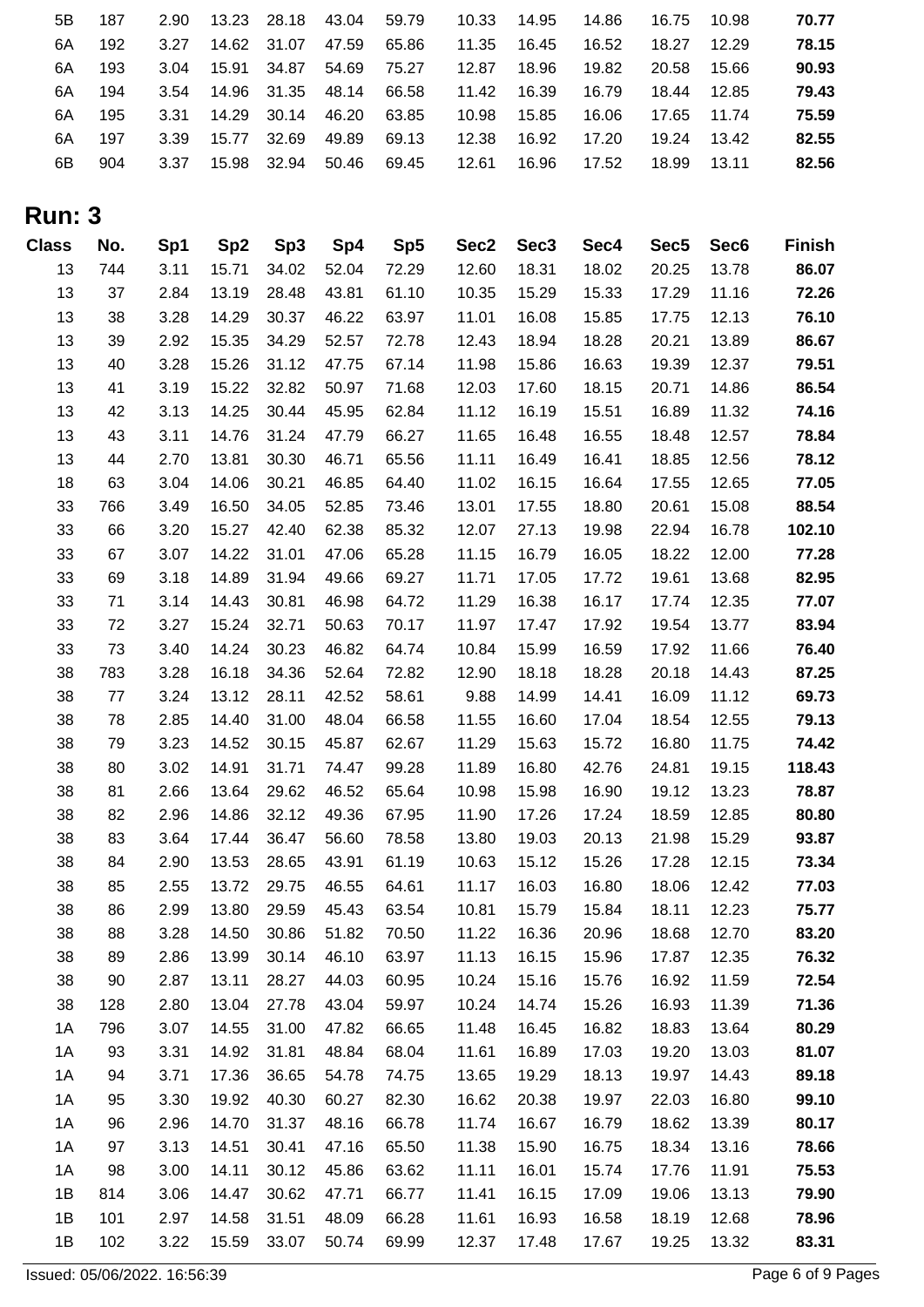| 5B | 187 | 2.90 | 13.23 | 28.18 | 43.04 | 59.79 | 10.33 | 14.95 | 14.86 | 16.75 | 10.98 | **70.77** |
|---|---|---|---|---|---|---|---|---|---|---|---|---|
| 6A | 192 | 3.27 | 14.62 | 31.07 | 47.59 | 65.86 | 11.35 | 16.45 | 16.52 | 18.27 | 12.29 | **78.15** |
| 6A | 193 | 3.04 | 15.91 | 34.87 | 54.69 | 75.27 | 12.87 | 18.96 | 19.82 | 20.58 | 15.66 | **90.93** |
| 6A | 194 | 3.54 | 14.96 | 31.35 | 48.14 | 66.58 | 11.42 | 16.39 | 16.79 | 18.44 | 12.85 | **79.43** |
| 6A | 195 | 3.31 | 14.29 | 30.14 | 46.20 | 63.85 | 10.98 | 15.85 | 16.06 | 17.65 | 11.74 | **75.59** |
| 6A | 197 | 3.39 | 15.77 | 32.69 | 49.89 | 69.13 | 12.38 | 16.92 | 17.20 | 19.24 | 13.42 | **82.55** |
| 6B | 904 | 3.37 | 15.98 | 32.94 | 50.46 | 69.45 | 12.61 | 16.96 | 17.52 | 18.99 | 13.11 | **82.56** |

## Run: 3

| Class | No. | Sp1 | Sp2 | Sp3 | Sp4 | Sp5 | Sec2 | Sec3 | Sec4 | Sec5 | Sec6 | Finish |
|---|---|---|---|---|---|---|---|---|---|---|---|---|
| 13 | 744 | 3.11 | 15.71 | 34.02 | 52.04 | 72.29 | 12.60 | 18.31 | 18.02 | 20.25 | 13.78 | **86.07** |
| 13 | 37 | 2.84 | 13.19 | 28.48 | 43.81 | 61.10 | 10.35 | 15.29 | 15.33 | 17.29 | 11.16 | **72.26** |
| 13 | 38 | 3.28 | 14.29 | 30.37 | 46.22 | 63.97 | 11.01 | 16.08 | 15.85 | 17.75 | 12.13 | **76.10** |
| 13 | 39 | 2.92 | 15.35 | 34.29 | 52.57 | 72.78 | 12.43 | 18.94 | 18.28 | 20.21 | 13.89 | **86.67** |
| 13 | 40 | 3.28 | 15.26 | 31.12 | 47.75 | 67.14 | 11.98 | 15.86 | 16.63 | 19.39 | 12.37 | **79.51** |
| 13 | 41 | 3.19 | 15.22 | 32.82 | 50.97 | 71.68 | 12.03 | 17.60 | 18.15 | 20.71 | 14.86 | **86.54** |
| 13 | 42 | 3.13 | 14.25 | 30.44 | 45.95 | 62.84 | 11.12 | 16.19 | 15.51 | 16.89 | 11.32 | **74.16** |
| 13 | 43 | 3.11 | 14.76 | 31.24 | 47.79 | 66.27 | 11.65 | 16.48 | 16.55 | 18.48 | 12.57 | **78.84** |
| 13 | 44 | 2.70 | 13.81 | 30.30 | 46.71 | 65.56 | 11.11 | 16.49 | 16.41 | 18.85 | 12.56 | **78.12** |
| 18 | 63 | 3.04 | 14.06 | 30.21 | 46.85 | 64.40 | 11.02 | 16.15 | 16.64 | 17.55 | 12.65 | **77.05** |
| 33 | 766 | 3.49 | 16.50 | 34.05 | 52.85 | 73.46 | 13.01 | 17.55 | 18.80 | 20.61 | 15.08 | **88.54** |
| 33 | 66 | 3.20 | 15.27 | 42.40 | 62.38 | 85.32 | 12.07 | 27.13 | 19.98 | 22.94 | 16.78 | **102.10** |
| 33 | 67 | 3.07 | 14.22 | 31.01 | 47.06 | 65.28 | 11.15 | 16.79 | 16.05 | 18.22 | 12.00 | **77.28** |
| 33 | 69 | 3.18 | 14.89 | 31.94 | 49.66 | 69.27 | 11.71 | 17.05 | 17.72 | 19.61 | 13.68 | **82.95** |
| 33 | 71 | 3.14 | 14.43 | 30.81 | 46.98 | 64.72 | 11.29 | 16.38 | 16.17 | 17.74 | 12.35 | **77.07** |
| 33 | 72 | 3.27 | 15.24 | 32.71 | 50.63 | 70.17 | 11.97 | 17.47 | 17.92 | 19.54 | 13.77 | **83.94** |
| 33 | 73 | 3.40 | 14.24 | 30.23 | 46.82 | 64.74 | 10.84 | 15.99 | 16.59 | 17.92 | 11.66 | **76.40** |
| 38 | 783 | 3.28 | 16.18 | 34.36 | 52.64 | 72.82 | 12.90 | 18.18 | 18.28 | 20.18 | 14.43 | **87.25** |
| 38 | 77 | 3.24 | 13.12 | 28.11 | 42.52 | 58.61 | 9.88 | 14.99 | 14.41 | 16.09 | 11.12 | **69.73** |
| 38 | 78 | 2.85 | 14.40 | 31.00 | 48.04 | 66.58 | 11.55 | 16.60 | 17.04 | 18.54 | 12.55 | **79.13** |
| 38 | 79 | 3.23 | 14.52 | 30.15 | 45.87 | 62.67 | 11.29 | 15.63 | 15.72 | 16.80 | 11.75 | **74.42** |
| 38 | 80 | 3.02 | 14.91 | 31.71 | 74.47 | 99.28 | 11.89 | 16.80 | 42.76 | 24.81 | 19.15 | **118.43** |
| 38 | 81 | 2.66 | 13.64 | 29.62 | 46.52 | 65.64 | 10.98 | 15.98 | 16.90 | 19.12 | 13.23 | **78.87** |
| 38 | 82 | 2.96 | 14.86 | 32.12 | 49.36 | 67.95 | 11.90 | 17.26 | 17.24 | 18.59 | 12.85 | **80.80** |
| 38 | 83 | 3.64 | 17.44 | 36.47 | 56.60 | 78.58 | 13.80 | 19.03 | 20.13 | 21.98 | 15.29 | **93.87** |
| 38 | 84 | 2.90 | 13.53 | 28.65 | 43.91 | 61.19 | 10.63 | 15.12 | 15.26 | 17.28 | 12.15 | **73.34** |
| 38 | 85 | 2.55 | 13.72 | 29.75 | 46.55 | 64.61 | 11.17 | 16.03 | 16.80 | 18.06 | 12.42 | **77.03** |
| 38 | 86 | 2.99 | 13.80 | 29.59 | 45.43 | 63.54 | 10.81 | 15.79 | 15.84 | 18.11 | 12.23 | **75.77** |
| 38 | 88 | 3.28 | 14.50 | 30.86 | 51.82 | 70.50 | 11.22 | 16.36 | 20.96 | 18.68 | 12.70 | **83.20** |
| 38 | 89 | 2.86 | 13.99 | 30.14 | 46.10 | 63.97 | 11.13 | 16.15 | 15.96 | 17.87 | 12.35 | **76.32** |
| 38 | 90 | 2.87 | 13.11 | 28.27 | 44.03 | 60.95 | 10.24 | 15.16 | 15.76 | 16.92 | 11.59 | **72.54** |
| 38 | 128 | 2.80 | 13.04 | 27.78 | 43.04 | 59.97 | 10.24 | 14.74 | 15.26 | 16.93 | 11.39 | **71.36** |
| 1A | 796 | 3.07 | 14.55 | 31.00 | 47.82 | 66.65 | 11.48 | 16.45 | 16.82 | 18.83 | 13.64 | **80.29** |
| 1A | 93 | 3.31 | 14.92 | 31.81 | 48.84 | 68.04 | 11.61 | 16.89 | 17.03 | 19.20 | 13.03 | **81.07** |
| 1A | 94 | 3.71 | 17.36 | 36.65 | 54.78 | 74.75 | 13.65 | 19.29 | 18.13 | 19.97 | 14.43 | **89.18** |
| 1A | 95 | 3.30 | 19.92 | 40.30 | 60.27 | 82.30 | 16.62 | 20.38 | 19.97 | 22.03 | 16.80 | **99.10** |
| 1A | 96 | 2.96 | 14.70 | 31.37 | 48.16 | 66.78 | 11.74 | 16.67 | 16.79 | 18.62 | 13.39 | **80.17** |
| 1A | 97 | 3.13 | 14.51 | 30.41 | 47.16 | 65.50 | 11.38 | 15.90 | 16.75 | 18.34 | 13.16 | **78.66** |
| 1A | 98 | 3.00 | 14.11 | 30.12 | 45.86 | 63.62 | 11.11 | 16.01 | 15.74 | 17.76 | 11.91 | **75.53** |
| 1B | 814 | 3.06 | 14.47 | 30.62 | 47.71 | 66.77 | 11.41 | 16.15 | 17.09 | 19.06 | 13.13 | **79.90** |
| 1B | 101 | 2.97 | 14.58 | 31.51 | 48.09 | 66.28 | 11.61 | 16.93 | 16.58 | 18.19 | 12.68 | **78.96** |
| 1B | 102 | 3.22 | 15.59 | 33.07 | 50.74 | 69.99 | 12.37 | 17.48 | 17.67 | 19.25 | 13.32 | **83.31** |

Issued: 05/06/2022. 16:56:39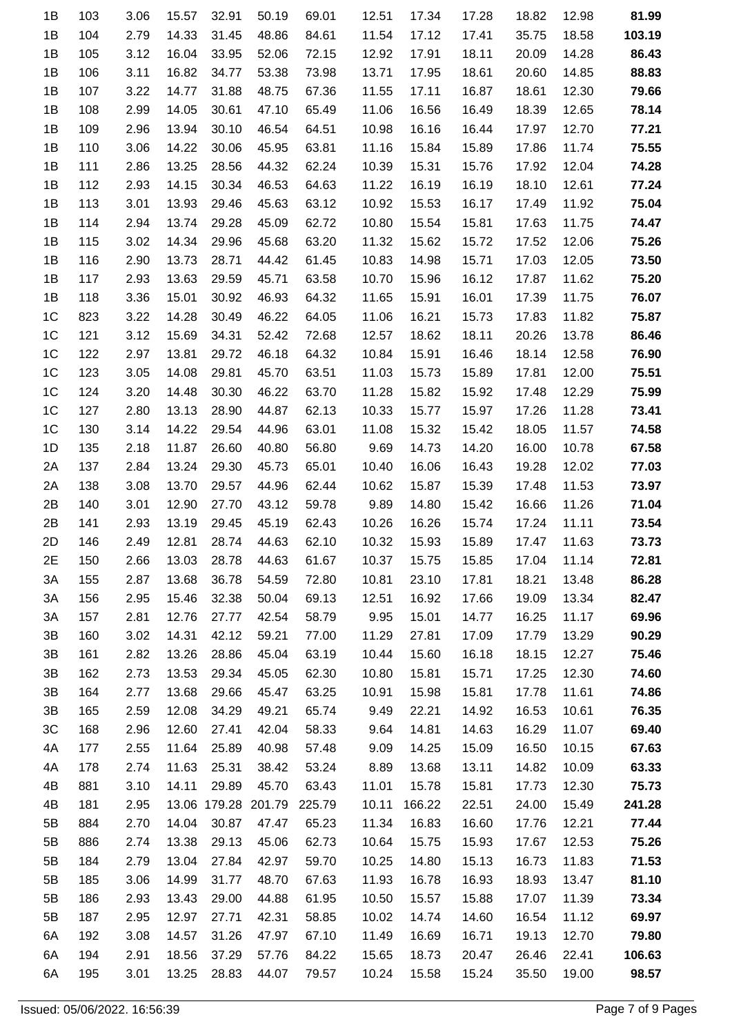| | | | | | | | | | | | | |
|---|---|---|---|---|---|---|---|---|---|---|---|---|
| 1B | 103 | 3.06 | 15.57 | 32.91 | 50.19 | 69.01 | 12.51 | 17.34 | 17.28 | 18.82 | 12.98 | **81.99** |
| 1B | 104 | 2.79 | 14.33 | 31.45 | 48.86 | 84.61 | 11.54 | 17.12 | 17.41 | 35.75 | 18.58 | **103.19** |
| 1B | 105 | 3.12 | 16.04 | 33.95 | 52.06 | 72.15 | 12.92 | 17.91 | 18.11 | 20.09 | 14.28 | **86.43** |
| 1B | 106 | 3.11 | 16.82 | 34.77 | 53.38 | 73.98 | 13.71 | 17.95 | 18.61 | 20.60 | 14.85 | **88.83** |
| 1B | 107 | 3.22 | 14.77 | 31.88 | 48.75 | 67.36 | 11.55 | 17.11 | 16.87 | 18.61 | 12.30 | **79.66** |
| 1B | 108 | 2.99 | 14.05 | 30.61 | 47.10 | 65.49 | 11.06 | 16.56 | 16.49 | 18.39 | 12.65 | **78.14** |
| 1B | 109 | 2.96 | 13.94 | 30.10 | 46.54 | 64.51 | 10.98 | 16.16 | 16.44 | 17.97 | 12.70 | **77.21** |
| 1B | 110 | 3.06 | 14.22 | 30.06 | 45.95 | 63.81 | 11.16 | 15.84 | 15.89 | 17.86 | 11.74 | **75.55** |
| 1B | 111 | 2.86 | 13.25 | 28.56 | 44.32 | 62.24 | 10.39 | 15.31 | 15.76 | 17.92 | 12.04 | **74.28** |
| 1B | 112 | 2.93 | 14.15 | 30.34 | 46.53 | 64.63 | 11.22 | 16.19 | 16.19 | 18.10 | 12.61 | **77.24** |
| 1B | 113 | 3.01 | 13.93 | 29.46 | 45.63 | 63.12 | 10.92 | 15.53 | 16.17 | 17.49 | 11.92 | **75.04** |
| 1B | 114 | 2.94 | 13.74 | 29.28 | 45.09 | 62.72 | 10.80 | 15.54 | 15.81 | 17.63 | 11.75 | **74.47** |
| 1B | 115 | 3.02 | 14.34 | 29.96 | 45.68 | 63.20 | 11.32 | 15.62 | 15.72 | 17.52 | 12.06 | **75.26** |
| 1B | 116 | 2.90 | 13.73 | 28.71 | 44.42 | 61.45 | 10.83 | 14.98 | 15.71 | 17.03 | 12.05 | **73.50** |
| 1B | 117 | 2.93 | 13.63 | 29.59 | 45.71 | 63.58 | 10.70 | 15.96 | 16.12 | 17.87 | 11.62 | **75.20** |
| 1B | 118 | 3.36 | 15.01 | 30.92 | 46.93 | 64.32 | 11.65 | 15.91 | 16.01 | 17.39 | 11.75 | **76.07** |
| 1C | 823 | 3.22 | 14.28 | 30.49 | 46.22 | 64.05 | 11.06 | 16.21 | 15.73 | 17.83 | 11.82 | **75.87** |
| 1C | 121 | 3.12 | 15.69 | 34.31 | 52.42 | 72.68 | 12.57 | 18.62 | 18.11 | 20.26 | 13.78 | **86.46** |
| 1C | 122 | 2.97 | 13.81 | 29.72 | 46.18 | 64.32 | 10.84 | 15.91 | 16.46 | 18.14 | 12.58 | **76.90** |
| 1C | 123 | 3.05 | 14.08 | 29.81 | 45.70 | 63.51 | 11.03 | 15.73 | 15.89 | 17.81 | 12.00 | **75.51** |
| 1C | 124 | 3.20 | 14.48 | 30.30 | 46.22 | 63.70 | 11.28 | 15.82 | 15.92 | 17.48 | 12.29 | **75.99** |
| 1C | 127 | 2.80 | 13.13 | 28.90 | 44.87 | 62.13 | 10.33 | 15.77 | 15.97 | 17.26 | 11.28 | **73.41** |
| 1C | 130 | 3.14 | 14.22 | 29.54 | 44.96 | 63.01 | 11.08 | 15.32 | 15.42 | 18.05 | 11.57 | **74.58** |
| 1D | 135 | 2.18 | 11.87 | 26.60 | 40.80 | 56.80 | 9.69 | 14.73 | 14.20 | 16.00 | 10.78 | **67.58** |
| 2A | 137 | 2.84 | 13.24 | 29.30 | 45.73 | 65.01 | 10.40 | 16.06 | 16.43 | 19.28 | 12.02 | **77.03** |
| 2A | 138 | 3.08 | 13.70 | 29.57 | 44.96 | 62.44 | 10.62 | 15.87 | 15.39 | 17.48 | 11.53 | **73.97** |
| 2B | 140 | 3.01 | 12.90 | 27.70 | 43.12 | 59.78 | 9.89 | 14.80 | 15.42 | 16.66 | 11.26 | **71.04** |
| 2B | 141 | 2.93 | 13.19 | 29.45 | 45.19 | 62.43 | 10.26 | 16.26 | 15.74 | 17.24 | 11.11 | **73.54** |
| 2D | 146 | 2.49 | 12.81 | 28.74 | 44.63 | 62.10 | 10.32 | 15.93 | 15.89 | 17.47 | 11.63 | **73.73** |
| 2E | 150 | 2.66 | 13.03 | 28.78 | 44.63 | 61.67 | 10.37 | 15.75 | 15.85 | 17.04 | 11.14 | **72.81** |
| 3A | 155 | 2.87 | 13.68 | 36.78 | 54.59 | 72.80 | 10.81 | 23.10 | 17.81 | 18.21 | 13.48 | **86.28** |
| 3A | 156 | 2.95 | 15.46 | 32.38 | 50.04 | 69.13 | 12.51 | 16.92 | 17.66 | 19.09 | 13.34 | **82.47** |
| 3A | 157 | 2.81 | 12.76 | 27.77 | 42.54 | 58.79 | 9.95 | 15.01 | 14.77 | 16.25 | 11.17 | **69.96** |
| 3B | 160 | 3.02 | 14.31 | 42.12 | 59.21 | 77.00 | 11.29 | 27.81 | 17.09 | 17.79 | 13.29 | **90.29** |
| 3B | 161 | 2.82 | 13.26 | 28.86 | 45.04 | 63.19 | 10.44 | 15.60 | 16.18 | 18.15 | 12.27 | **75.46** |
| 3B | 162 | 2.73 | 13.53 | 29.34 | 45.05 | 62.30 | 10.80 | 15.81 | 15.71 | 17.25 | 12.30 | **74.60** |
| 3B | 164 | 2.77 | 13.68 | 29.66 | 45.47 | 63.25 | 10.91 | 15.98 | 15.81 | 17.78 | 11.61 | **74.86** |
| 3B | 165 | 2.59 | 12.08 | 34.29 | 49.21 | 65.74 | 9.49 | 22.21 | 14.92 | 16.53 | 10.61 | **76.35** |
| 3C | 168 | 2.96 | 12.60 | 27.41 | 42.04 | 58.33 | 9.64 | 14.81 | 14.63 | 16.29 | 11.07 | **69.40** |
| 4A | 177 | 2.55 | 11.64 | 25.89 | 40.98 | 57.48 | 9.09 | 14.25 | 15.09 | 16.50 | 10.15 | **67.63** |
| 4A | 178 | 2.74 | 11.63 | 25.31 | 38.42 | 53.24 | 8.89 | 13.68 | 13.11 | 14.82 | 10.09 | **63.33** |
| 4B | 881 | 3.10 | 14.11 | 29.89 | 45.70 | 63.43 | 11.01 | 15.78 | 15.81 | 17.73 | 12.30 | **75.73** |
| 4B | 181 | 2.95 | 13.06 | 179.28 | 201.79 | 225.79 | 10.11 | 166.22 | 22.51 | 24.00 | 15.49 | **241.28** |
| 5B | 884 | 2.70 | 14.04 | 30.87 | 47.47 | 65.23 | 11.34 | 16.83 | 16.60 | 17.76 | 12.21 | **77.44** |
| 5B | 886 | 2.74 | 13.38 | 29.13 | 45.06 | 62.73 | 10.64 | 15.75 | 15.93 | 17.67 | 12.53 | **75.26** |
| 5B | 184 | 2.79 | 13.04 | 27.84 | 42.97 | 59.70 | 10.25 | 14.80 | 15.13 | 16.73 | 11.83 | **71.53** |
| 5B | 185 | 3.06 | 14.99 | 31.77 | 48.70 | 67.63 | 11.93 | 16.78 | 16.93 | 18.93 | 13.47 | **81.10** |
| 5B | 186 | 2.93 | 13.43 | 29.00 | 44.88 | 61.95 | 10.50 | 15.57 | 15.88 | 17.07 | 11.39 | **73.34** |
| 5B | 187 | 2.95 | 12.97 | 27.71 | 42.31 | 58.85 | 10.02 | 14.74 | 14.60 | 16.54 | 11.12 | **69.97** |
| 6A | 192 | 3.08 | 14.57 | 31.26 | 47.97 | 67.10 | 11.49 | 16.69 | 16.71 | 19.13 | 12.70 | **79.80** |
| 6A | 194 | 2.91 | 18.56 | 37.29 | 57.76 | 84.22 | 15.65 | 18.73 | 20.47 | 26.46 | 22.41 | **106.63** |
| 6A | 195 | 3.01 | 13.25 | 28.83 | 44.07 | 79.57 | 10.24 | 15.58 | 15.24 | 35.50 | 19.00 | **98.57** |

Issued: 05/06/2022. 16:56:39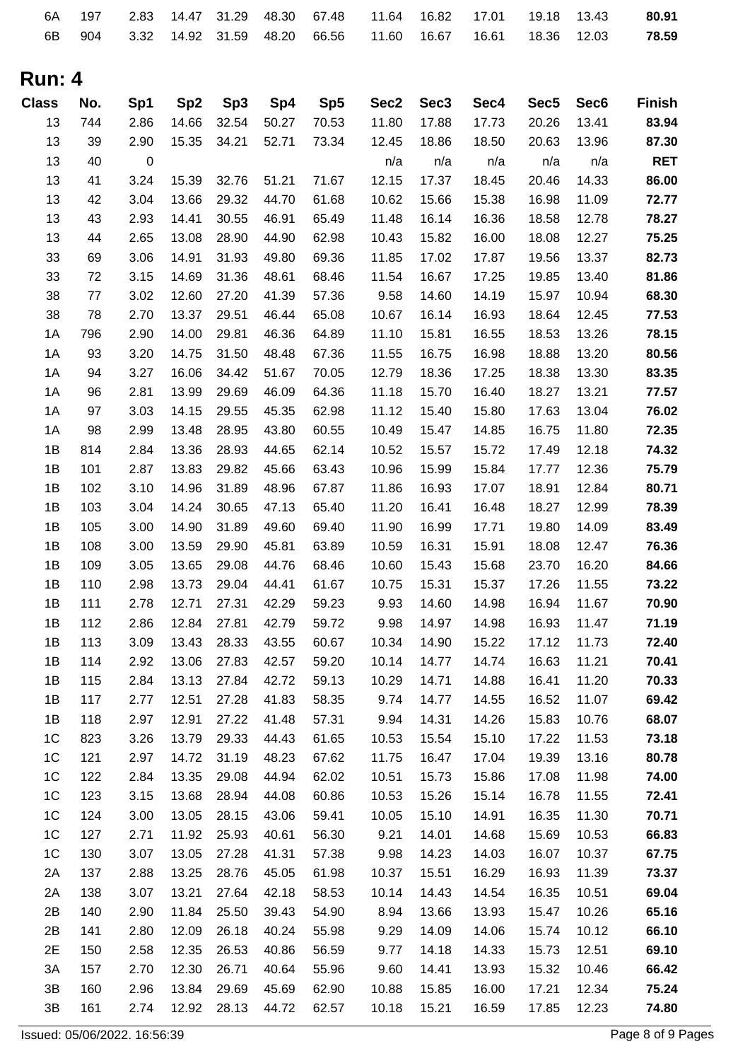| Class | No. | Sp1 | Sp2 | Sp3 | Sp4 | Sp5 | Sec2 | Sec3 | Sec4 | Sec5 | Sec6 | Finish |
|---|---|---|---|---|---|---|---|---|---|---|---|---|
| 6A | 197 | 2.83 | 14.47 | 31.29 | 48.30 | 67.48 | 11.64 | 16.82 | 17.01 | 19.18 | 13.43 | **80.91** |
| 6B | 904 | 3.32 | 14.92 | 31.59 | 48.20 | 66.56 | 11.60 | 16.67 | 16.61 | 18.36 | 12.03 | **78.59** |

## Run: 4

| Class | No. | Sp1 | Sp2 | Sp3 | Sp4 | Sp5 | Sec2 | Sec3 | Sec4 | Sec5 | Sec6 | Finish |
|---|---|---|---|---|---|---|---|---|---|---|---|---|
| 13 | 744 | 2.86 | 14.66 | 32.54 | 50.27 | 70.53 | 11.80 | 17.88 | 17.73 | 20.26 | 13.41 | **83.94** |
| 13 | 39 | 2.90 | 15.35 | 34.21 | 52.71 | 73.34 | 12.45 | 18.86 | 18.50 | 20.63 | 13.96 | **87.30** |
| 13 | 40 | 0 | | | | | n/a | n/a | n/a | n/a | n/a | **RET** |
| 13 | 41 | 3.24 | 15.39 | 32.76 | 51.21 | 71.67 | 12.15 | 17.37 | 18.45 | 20.46 | 14.33 | **86.00** |
| 13 | 42 | 3.04 | 13.66 | 29.32 | 44.70 | 61.68 | 10.62 | 15.66 | 15.38 | 16.98 | 11.09 | **72.77** |
| 13 | 43 | 2.93 | 14.41 | 30.55 | 46.91 | 65.49 | 11.48 | 16.14 | 16.36 | 18.58 | 12.78 | **78.27** |
| 13 | 44 | 2.65 | 13.08 | 28.90 | 44.90 | 62.98 | 10.43 | 15.82 | 16.00 | 18.08 | 12.27 | **75.25** |
| 33 | 69 | 3.06 | 14.91 | 31.93 | 49.80 | 69.36 | 11.85 | 17.02 | 17.87 | 19.56 | 13.37 | **82.73** |
| 33 | 72 | 3.15 | 14.69 | 31.36 | 48.61 | 68.46 | 11.54 | 16.67 | 17.25 | 19.85 | 13.40 | **81.86** |
| 38 | 77 | 3.02 | 12.60 | 27.20 | 41.39 | 57.36 | 9.58 | 14.60 | 14.19 | 15.97 | 10.94 | **68.30** |
| 38 | 78 | 2.70 | 13.37 | 29.51 | 46.44 | 65.08 | 10.67 | 16.14 | 16.93 | 18.64 | 12.45 | **77.53** |
| 1A | 796 | 2.90 | 14.00 | 29.81 | 46.36 | 64.89 | 11.10 | 15.81 | 16.55 | 18.53 | 13.26 | **78.15** |
| 1A | 93 | 3.20 | 14.75 | 31.50 | 48.48 | 67.36 | 11.55 | 16.75 | 16.98 | 18.88 | 13.20 | **80.56** |
| 1A | 94 | 3.27 | 16.06 | 34.42 | 51.67 | 70.05 | 12.79 | 18.36 | 17.25 | 18.38 | 13.30 | **83.35** |
| 1A | 96 | 2.81 | 13.99 | 29.69 | 46.09 | 64.36 | 11.18 | 15.70 | 16.40 | 18.27 | 13.21 | **77.57** |
| 1A | 97 | 3.03 | 14.15 | 29.55 | 45.35 | 62.98 | 11.12 | 15.40 | 15.80 | 17.63 | 13.04 | **76.02** |
| 1A | 98 | 2.99 | 13.48 | 28.95 | 43.80 | 60.55 | 10.49 | 15.47 | 14.85 | 16.75 | 11.80 | **72.35** |
| 1B | 814 | 2.84 | 13.36 | 28.93 | 44.65 | 62.14 | 10.52 | 15.57 | 15.72 | 17.49 | 12.18 | **74.32** |
| 1B | 101 | 2.87 | 13.83 | 29.82 | 45.66 | 63.43 | 10.96 | 15.99 | 15.84 | 17.77 | 12.36 | **75.79** |
| 1B | 102 | 3.10 | 14.96 | 31.89 | 48.96 | 67.87 | 11.86 | 16.93 | 17.07 | 18.91 | 12.84 | **80.71** |
| 1B | 103 | 3.04 | 14.24 | 30.65 | 47.13 | 65.40 | 11.20 | 16.41 | 16.48 | 18.27 | 12.99 | **78.39** |
| 1B | 105 | 3.00 | 14.90 | 31.89 | 49.60 | 69.40 | 11.90 | 16.99 | 17.71 | 19.80 | 14.09 | **83.49** |
| 1B | 108 | 3.00 | 13.59 | 29.90 | 45.81 | 63.89 | 10.59 | 16.31 | 15.91 | 18.08 | 12.47 | **76.36** |
| 1B | 109 | 3.05 | 13.65 | 29.08 | 44.76 | 68.46 | 10.60 | 15.43 | 15.68 | 23.70 | 16.20 | **84.66** |
| 1B | 110 | 2.98 | 13.73 | 29.04 | 44.41 | 61.67 | 10.75 | 15.31 | 15.37 | 17.26 | 11.55 | **73.22** |
| 1B | 111 | 2.78 | 12.71 | 27.31 | 42.29 | 59.23 | 9.93 | 14.60 | 14.98 | 16.94 | 11.67 | **70.90** |
| 1B | 112 | 2.86 | 12.84 | 27.81 | 42.79 | 59.72 | 9.98 | 14.97 | 14.98 | 16.93 | 11.47 | **71.19** |
| 1B | 113 | 3.09 | 13.43 | 28.33 | 43.55 | 60.67 | 10.34 | 14.90 | 15.22 | 17.12 | 11.73 | **72.40** |
| 1B | 114 | 2.92 | 13.06 | 27.83 | 42.57 | 59.20 | 10.14 | 14.77 | 14.74 | 16.63 | 11.21 | **70.41** |
| 1B | 115 | 2.84 | 13.13 | 27.84 | 42.72 | 59.13 | 10.29 | 14.71 | 14.88 | 16.41 | 11.20 | **70.33** |
| 1B | 117 | 2.77 | 12.51 | 27.28 | 41.83 | 58.35 | 9.74 | 14.77 | 14.55 | 16.52 | 11.07 | **69.42** |
| 1B | 118 | 2.97 | 12.91 | 27.22 | 41.48 | 57.31 | 9.94 | 14.31 | 14.26 | 15.83 | 10.76 | **68.07** |
| 1C | 823 | 3.26 | 13.79 | 29.33 | 44.43 | 61.65 | 10.53 | 15.54 | 15.10 | 17.22 | 11.53 | **73.18** |
| 1C | 121 | 2.97 | 14.72 | 31.19 | 48.23 | 67.62 | 11.75 | 16.47 | 17.04 | 19.39 | 13.16 | **80.78** |
| 1C | 122 | 2.84 | 13.35 | 29.08 | 44.94 | 62.02 | 10.51 | 15.73 | 15.86 | 17.08 | 11.98 | **74.00** |
| 1C | 123 | 3.15 | 13.68 | 28.94 | 44.08 | 60.86 | 10.53 | 15.26 | 15.14 | 16.78 | 11.55 | **72.41** |
| 1C | 124 | 3.00 | 13.05 | 28.15 | 43.06 | 59.41 | 10.05 | 15.10 | 14.91 | 16.35 | 11.30 | **70.71** |
| 1C | 127 | 2.71 | 11.92 | 25.93 | 40.61 | 56.30 | 9.21 | 14.01 | 14.68 | 15.69 | 10.53 | **66.83** |
| 1C | 130 | 3.07 | 13.05 | 27.28 | 41.31 | 57.38 | 9.98 | 14.23 | 14.03 | 16.07 | 10.37 | **67.75** |
| 2A | 137 | 2.88 | 13.25 | 28.76 | 45.05 | 61.98 | 10.37 | 15.51 | 16.29 | 16.93 | 11.39 | **73.37** |
| 2A | 138 | 3.07 | 13.21 | 27.64 | 42.18 | 58.53 | 10.14 | 14.43 | 14.54 | 16.35 | 10.51 | **69.04** |
| 2B | 140 | 2.90 | 11.84 | 25.50 | 39.43 | 54.90 | 8.94 | 13.66 | 13.93 | 15.47 | 10.26 | **65.16** |
| 2B | 141 | 2.80 | 12.09 | 26.18 | 40.24 | 55.98 | 9.29 | 14.09 | 14.06 | 15.74 | 10.12 | **66.10** |
| 2E | 150 | 2.58 | 12.35 | 26.53 | 40.86 | 56.59 | 9.77 | 14.18 | 14.33 | 15.73 | 12.51 | **69.10** |
| 3A | 157 | 2.70 | 12.30 | 26.71 | 40.64 | 55.96 | 9.60 | 14.41 | 13.93 | 15.32 | 10.46 | **66.42** |
| 3B | 160 | 2.96 | 13.84 | 29.69 | 45.69 | 62.90 | 10.88 | 15.85 | 16.00 | 17.21 | 12.34 | **75.24** |
| 3B | 161 | 2.74 | 12.92 | 28.13 | 44.72 | 62.57 | 10.18 | 15.21 | 16.59 | 17.85 | 12.23 | **74.80** |

Issued: 05/06/2022. 16:56:39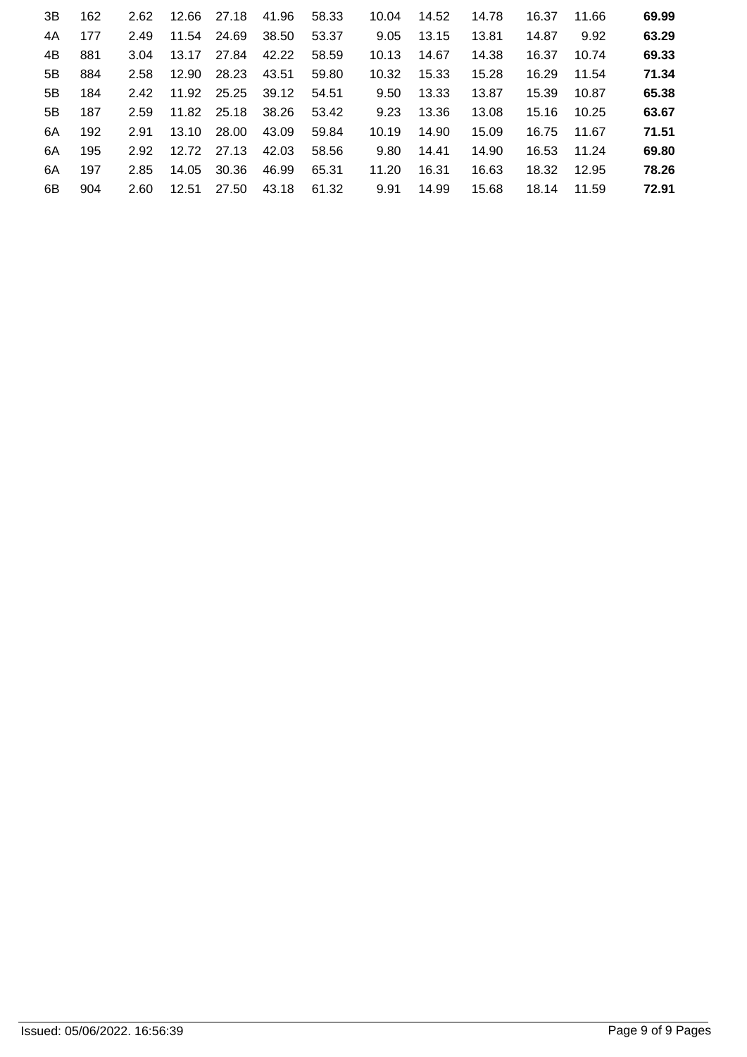| | | | | | | | | | | | | |
|---|---|---|---|---|---|---|---|---|---|---|---|---|
| 3B | 162 | 2.62 | 12.66 | 27.18 | 41.96 | 58.33 | 10.04 | 14.52 | 14.78 | 16.37 | 11.66 | **69.99** |
| 4A | 177 | 2.49 | 11.54 | 24.69 | 38.50 | 53.37 | 9.05 | 13.15 | 13.81 | 14.87 | 9.92 | **63.29** |
| 4B | 881 | 3.04 | 13.17 | 27.84 | 42.22 | 58.59 | 10.13 | 14.67 | 14.38 | 16.37 | 10.74 | **69.33** |
| 5B | 884 | 2.58 | 12.90 | 28.23 | 43.51 | 59.80 | 10.32 | 15.33 | 15.28 | 16.29 | 11.54 | **71.34** |
| 5B | 184 | 2.42 | 11.92 | 25.25 | 39.12 | 54.51 | 9.50 | 13.33 | 13.87 | 15.39 | 10.87 | **65.38** |
| 5B | 187 | 2.59 | 11.82 | 25.18 | 38.26 | 53.42 | 9.23 | 13.36 | 13.08 | 15.16 | 10.25 | **63.67** |
| 6A | 192 | 2.91 | 13.10 | 28.00 | 43.09 | 59.84 | 10.19 | 14.90 | 15.09 | 16.75 | 11.67 | **71.51** |
| 6A | 195 | 2.92 | 12.72 | 27.13 | 42.03 | 58.56 | 9.80 | 14.41 | 14.90 | 16.53 | 11.24 | **69.80** |
| 6A | 197 | 2.85 | 14.05 | 30.36 | 46.99 | 65.31 | 11.20 | 16.31 | 16.63 | 18.32 | 12.95 | **78.26** |
| 6B | 904 | 2.60 | 12.51 | 27.50 | 43.18 | 61.32 | 9.91 | 14.99 | 15.68 | 18.14 | 11.59 | **72.91** |

Issued: 05/06/2022. 16:56:39